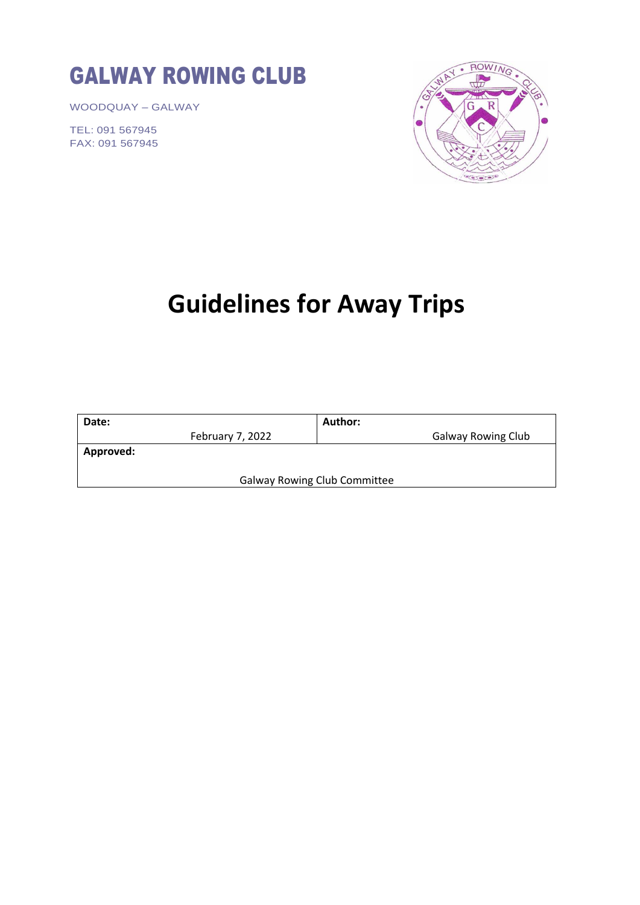# GALWAY ROWING CLUB

WOODQUAY – GALWAY

TEL: 091 567945
FAX: 091 567945

# Guidelines for Away Trips

| **Date:** February 7, 2022 | **Author:** Galway Rowing Club |
|---|---|
| **Approved:** Galway Rowing Club Committee | |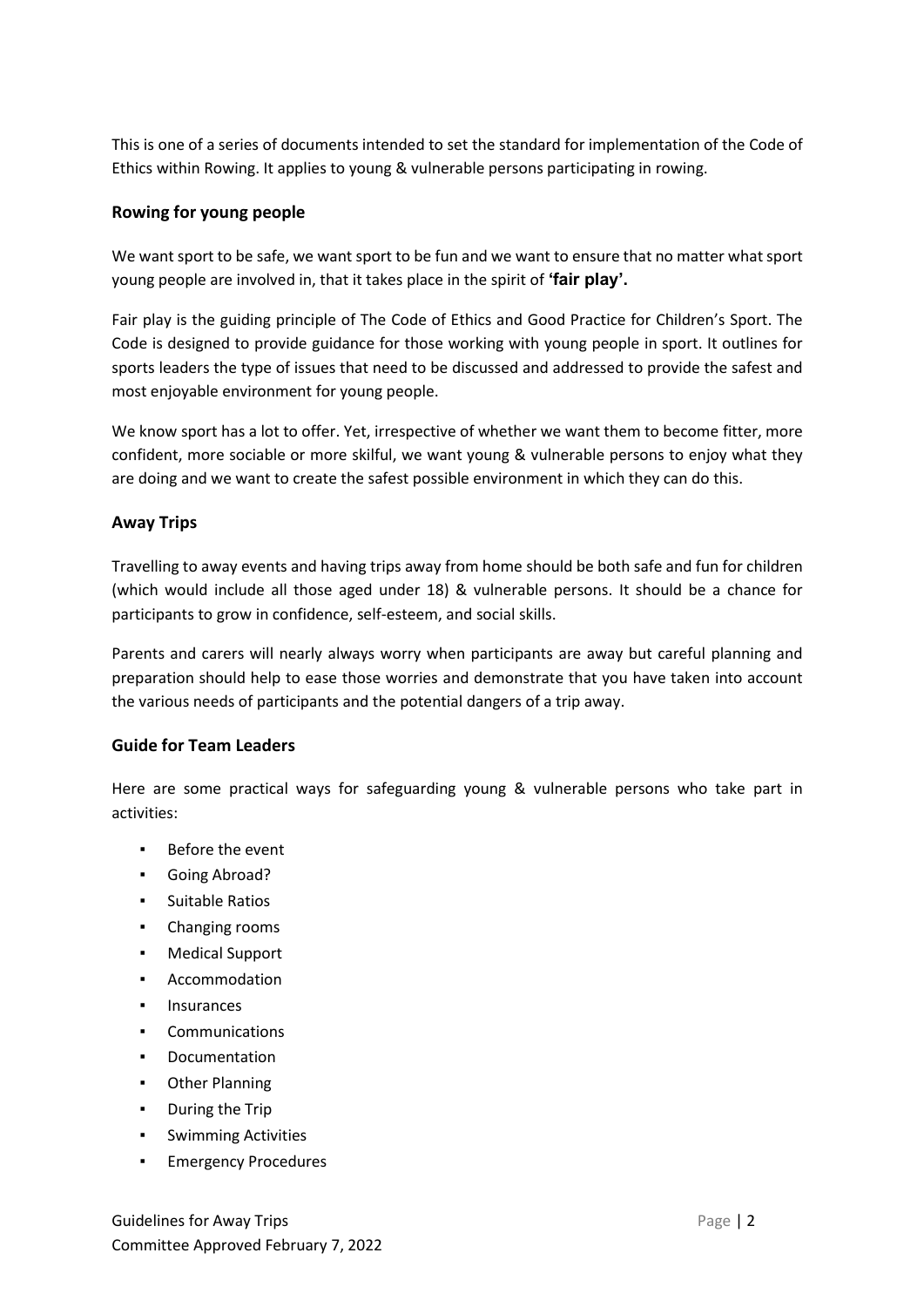This is one of a series of documents intended to set the standard for implementation of the Code of Ethics within Rowing. It applies to young & vulnerable persons participating in rowing.

## Rowing for young people

We want sport to be safe, we want sport to be fun and we want to ensure that no matter what sport young people are involved in, that it takes place in the spirit of **'fair play'.**

Fair play is the guiding principle of The Code of Ethics and Good Practice for Children's Sport. The Code is designed to provide guidance for those working with young people in sport. It outlines for sports leaders the type of issues that need to be discussed and addressed to provide the safest and most enjoyable environment for young people.

We know sport has a lot to offer. Yet, irrespective of whether we want them to become fitter, more confident, more sociable or more skilful, we want young & vulnerable persons to enjoy what they are doing and we want to create the safest possible environment in which they can do this.

## Away Trips

Travelling to away events and having trips away from home should be both safe and fun for children (which would include all those aged under 18) & vulnerable persons. It should be a chance for participants to grow in confidence, self-esteem, and social skills.

Parents and carers will nearly always worry when participants are away but careful planning and preparation should help to ease those worries and demonstrate that you have taken into account the various needs of participants and the potential dangers of a trip away.

## Guide for Team Leaders

Here are some practical ways for safeguarding young & vulnerable persons who take part in activities:

- Before the event
- Going Abroad?
- Suitable Ratios
- Changing rooms
- Medical Support
- Accommodation
- Insurances
- Communications
- Documentation
- Other Planning
- During the Trip
- Swimming Activities
- Emergency Procedures

Guidelines for Away Trips
Committee Approved February 7, 2022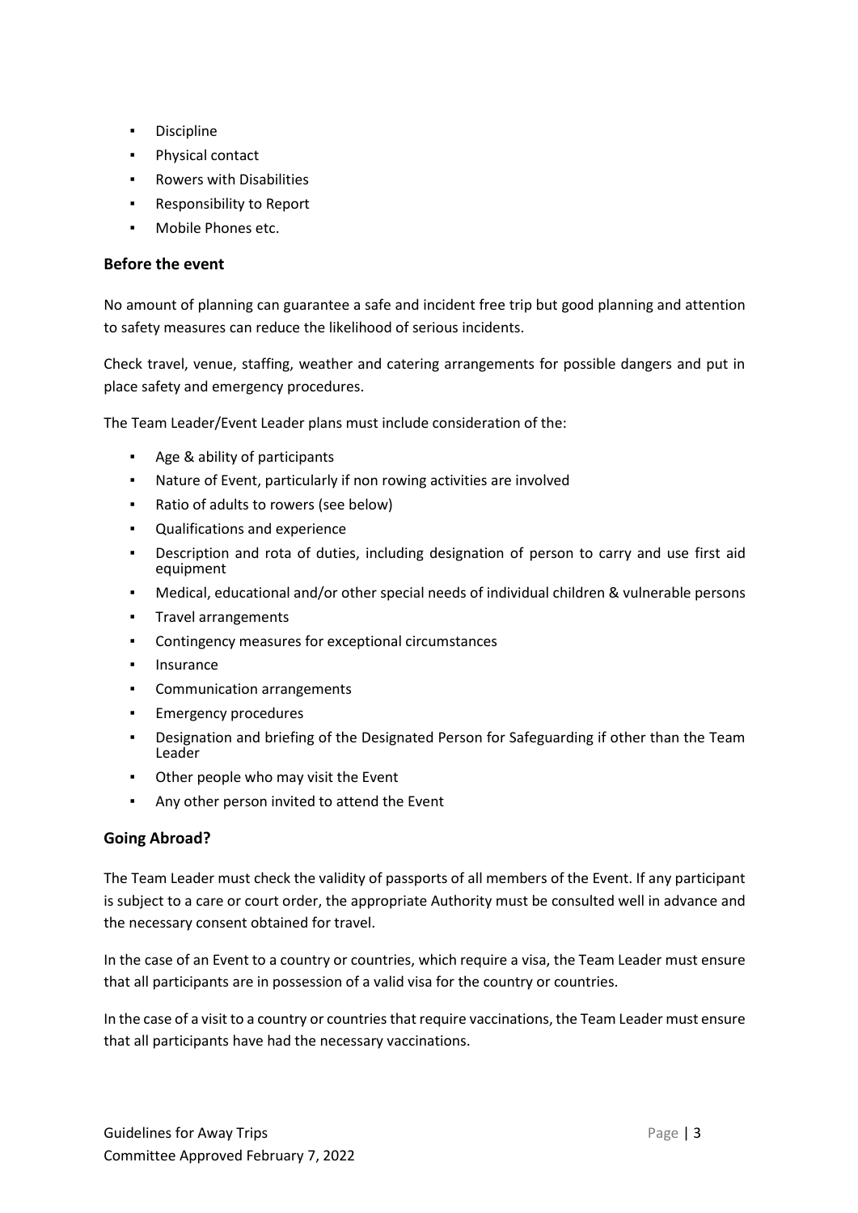- Discipline
- Physical contact
- Rowers with Disabilities
- Responsibility to Report
- Mobile Phones etc.

### Before the event

No amount of planning can guarantee a safe and incident free trip but good planning and attention to safety measures can reduce the likelihood of serious incidents.

Check travel, venue, staffing, weather and catering arrangements for possible dangers and put in place safety and emergency procedures.

The Team Leader/Event Leader plans must include consideration of the:

- Age & ability of participants
- Nature of Event, particularly if non rowing activities are involved
- Ratio of adults to rowers (see below)
- Qualifications and experience
- Description and rota of duties, including designation of person to carry and use first aid equipment
- Medical, educational and/or other special needs of individual children & vulnerable persons
- Travel arrangements
- Contingency measures for exceptional circumstances
- Insurance
- Communication arrangements
- Emergency procedures
- Designation and briefing of the Designated Person for Safeguarding if other than the Team Leader
- Other people who may visit the Event
- Any other person invited to attend the Event

### Going Abroad?

The Team Leader must check the validity of passports of all members of the Event. If any participant is subject to a care or court order, the appropriate Authority must be consulted well in advance and the necessary consent obtained for travel.

In the case of an Event to a country or countries, which require a visa, the Team Leader must ensure that all participants are in possession of a valid visa for the country or countries.

In the case of a visit to a country or countries that require vaccinations, the Team Leader must ensure that all participants have had the necessary vaccinations.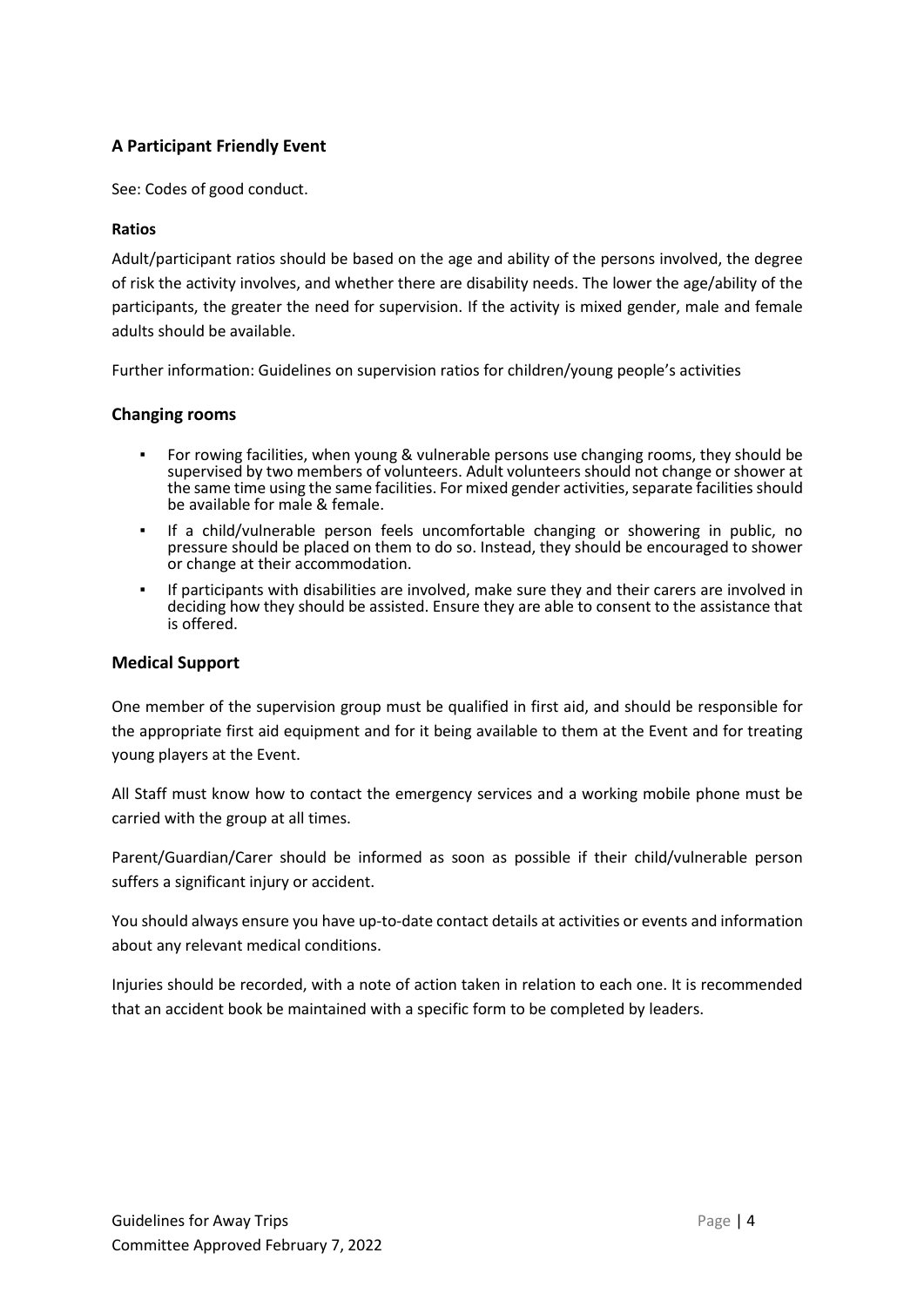### A Participant Friendly Event

See: Codes of good conduct.

#### Ratios

Adult/participant ratios should be based on the age and ability of the persons involved, the degree of risk the activity involves, and whether there are disability needs. The lower the age/ability of the participants, the greater the need for supervision. If the activity is mixed gender, male and female adults should be available.

Further information: Guidelines on supervision ratios for children/young people's activities

### Changing rooms

- For rowing facilities, when young & vulnerable persons use changing rooms, they should be supervised by two members of volunteers. Adult volunteers should not change or shower at the same time using the same facilities. For mixed gender activities, separate facilities should be available for male & female.
- If a child/vulnerable person feels uncomfortable changing or showering in public, no pressure should be placed on them to do so. Instead, they should be encouraged to shower or change at their accommodation.
- If participants with disabilities are involved, make sure they and their carers are involved in deciding how they should be assisted. Ensure they are able to consent to the assistance that is offered.

### Medical Support

One member of the supervision group must be qualified in first aid, and should be responsible for the appropriate first aid equipment and for it being available to them at the Event and for treating young players at the Event.

All Staff must know how to contact the emergency services and a working mobile phone must be carried with the group at all times.

Parent/Guardian/Carer should be informed as soon as possible if their child/vulnerable person suffers a significant injury or accident.

You should always ensure you have up-to-date contact details at activities or events and information about any relevant medical conditions.

Injuries should be recorded, with a note of action taken in relation to each one. It is recommended that an accident book be maintained with a specific form to be completed by leaders.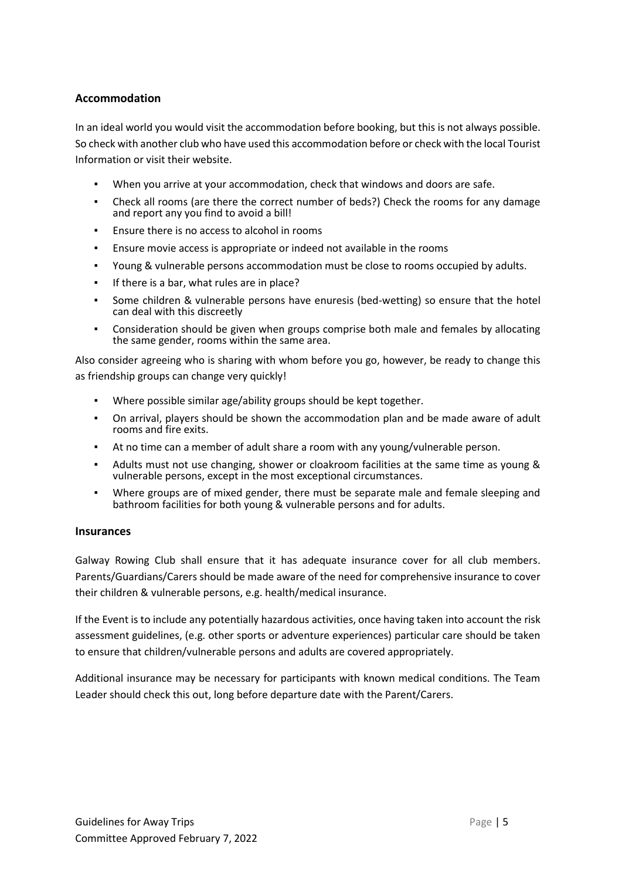## Accommodation

In an ideal world you would visit the accommodation before booking, but this is not always possible. So check with another club who have used this accommodation before or check with the local Tourist Information or visit their website.

- When you arrive at your accommodation, check that windows and doors are safe.
- Check all rooms (are there the correct number of beds?) Check the rooms for any damage and report any you find to avoid a bill!
- Ensure there is no access to alcohol in rooms
- Ensure movie access is appropriate or indeed not available in the rooms
- Young & vulnerable persons accommodation must be close to rooms occupied by adults.
- If there is a bar, what rules are in place?
- Some children & vulnerable persons have enuresis (bed-wetting) so ensure that the hotel can deal with this discreetly
- Consideration should be given when groups comprise both male and females by allocating the same gender, rooms within the same area.

Also consider agreeing who is sharing with whom before you go, however, be ready to change this as friendship groups can change very quickly!

- Where possible similar age/ability groups should be kept together.
- On arrival, players should be shown the accommodation plan and be made aware of adult rooms and fire exits.
- At no time can a member of adult share a room with any young/vulnerable person.
- Adults must not use changing, shower or cloakroom facilities at the same time as young & vulnerable persons, except in the most exceptional circumstances.
- Where groups are of mixed gender, there must be separate male and female sleeping and bathroom facilities for both young & vulnerable persons and for adults.

## Insurances

Galway Rowing Club shall ensure that it has adequate insurance cover for all club members. Parents/Guardians/Carers should be made aware of the need for comprehensive insurance to cover their children & vulnerable persons, e.g. health/medical insurance.

If the Event is to include any potentially hazardous activities, once having taken into account the risk assessment guidelines, (e.g. other sports or adventure experiences) particular care should be taken to ensure that children/vulnerable persons and adults are covered appropriately.

Additional insurance may be necessary for participants with known medical conditions. The Team Leader should check this out, long before departure date with the Parent/Carers.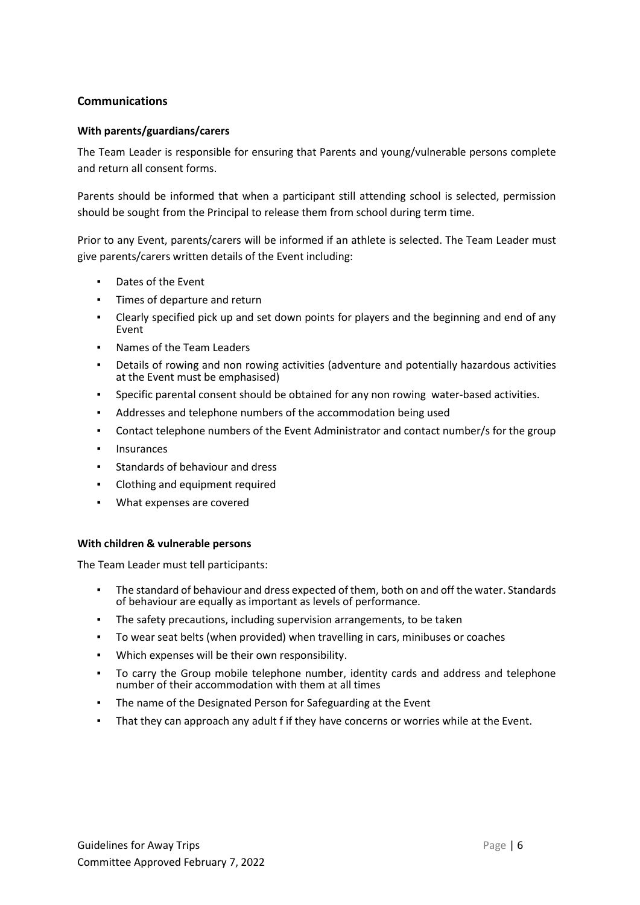## Communications

### With parents/guardians/carers

The Team Leader is responsible for ensuring that Parents and young/vulnerable persons complete and return all consent forms.

Parents should be informed that when a participant still attending school is selected, permission should be sought from the Principal to release them from school during term time.

Prior to any Event, parents/carers will be informed if an athlete is selected. The Team Leader must give parents/carers written details of the Event including:

- Dates of the Event
- Times of departure and return
- Clearly specified pick up and set down points for players and the beginning and end of any Event
- Names of the Team Leaders
- Details of rowing and non rowing activities (adventure and potentially hazardous activities at the Event must be emphasised)
- Specific parental consent should be obtained for any non rowing water-based activities.
- Addresses and telephone numbers of the accommodation being used
- Contact telephone numbers of the Event Administrator and contact number/s for the group
- Insurances
- Standards of behaviour and dress
- Clothing and equipment required
- What expenses are covered

### With children & vulnerable persons

The Team Leader must tell participants:

- The standard of behaviour and dress expected of them, both on and off the water. Standards of behaviour are equally as important as levels of performance.
- The safety precautions, including supervision arrangements, to be taken
- To wear seat belts (when provided) when travelling in cars, minibuses or coaches
- Which expenses will be their own responsibility.
- To carry the Group mobile telephone number, identity cards and address and telephone number of their accommodation with them at all times
- The name of the Designated Person for Safeguarding at the Event
- That they can approach any adult f if they have concerns or worries while at the Event.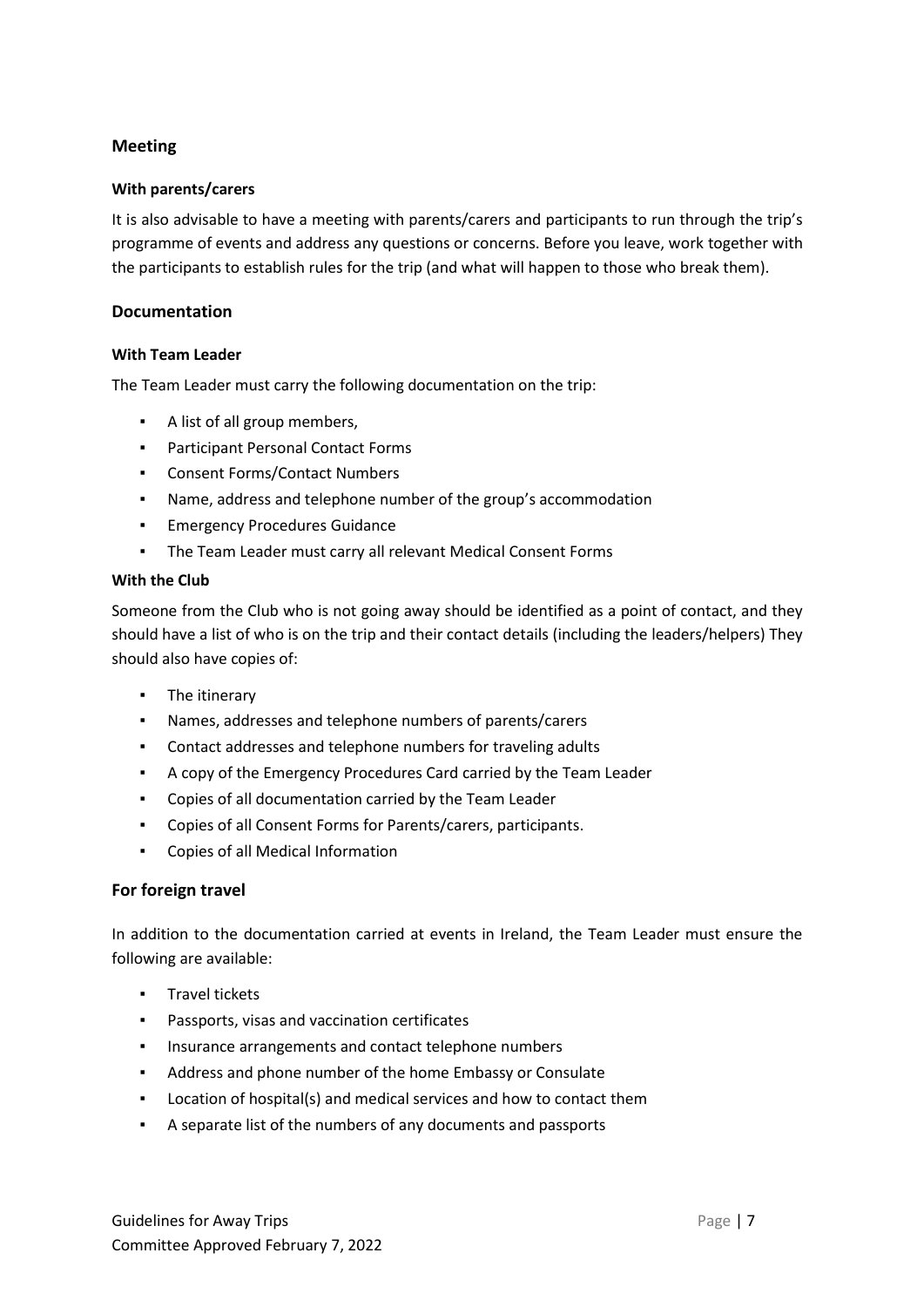## Meeting

### With parents/carers

It is also advisable to have a meeting with parents/carers and participants to run through the trip's programme of events and address any questions or concerns. Before you leave, work together with the participants to establish rules for the trip (and what will happen to those who break them).

## Documentation

### With Team Leader

The Team Leader must carry the following documentation on the trip:

- A list of all group members,
- Participant Personal Contact Forms
- Consent Forms/Contact Numbers
- Name, address and telephone number of the group's accommodation
- Emergency Procedures Guidance
- The Team Leader must carry all relevant Medical Consent Forms

### With the Club

Someone from the Club who is not going away should be identified as a point of contact, and they should have a list of who is on the trip and their contact details (including the leaders/helpers) They should also have copies of:

- The itinerary
- Names, addresses and telephone numbers of parents/carers
- Contact addresses and telephone numbers for traveling adults
- A copy of the Emergency Procedures Card carried by the Team Leader
- Copies of all documentation carried by the Team Leader
- Copies of all Consent Forms for Parents/carers, participants.
- Copies of all Medical Information

## For foreign travel

In addition to the documentation carried at events in Ireland, the Team Leader must ensure the following are available:

- Travel tickets
- Passports, visas and vaccination certificates
- Insurance arrangements and contact telephone numbers
- Address and phone number of the home Embassy or Consulate
- Location of hospital(s) and medical services and how to contact them
- A separate list of the numbers of any documents and passports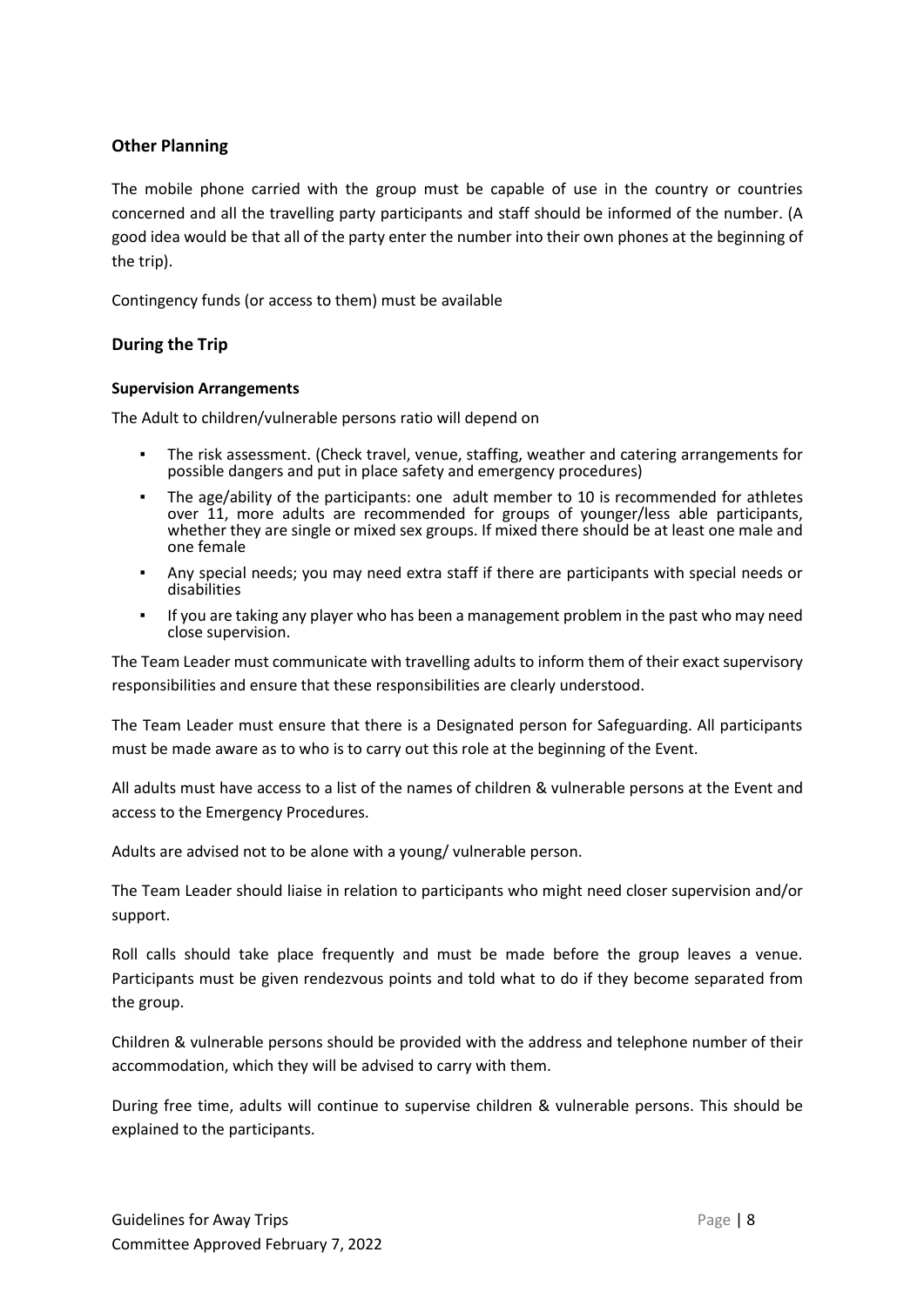## Other Planning

The mobile phone carried with the group must be capable of use in the country or countries concerned and all the travelling party participants and staff should be informed of the number. (A good idea would be that all of the party enter the number into their own phones at the beginning of the trip).

Contingency funds (or access to them) must be available

## During the Trip

### Supervision Arrangements

The Adult to children/vulnerable persons ratio will depend on

- The risk assessment. (Check travel, venue, staffing, weather and catering arrangements for possible dangers and put in place safety and emergency procedures)
- The age/ability of the participants: one adult member to 10 is recommended for athletes over 11, more adults are recommended for groups of younger/less able participants, whether they are single or mixed sex groups. If mixed there should be at least one male and one female
- Any special needs; you may need extra staff if there are participants with special needs or disabilities
- If you are taking any player who has been a management problem in the past who may need close supervision.

The Team Leader must communicate with travelling adults to inform them of their exact supervisory responsibilities and ensure that these responsibilities are clearly understood.

The Team Leader must ensure that there is a Designated person for Safeguarding. All participants must be made aware as to who is to carry out this role at the beginning of the Event.

All adults must have access to a list of the names of children & vulnerable persons at the Event and access to the Emergency Procedures.

Adults are advised not to be alone with a young/ vulnerable person.

The Team Leader should liaise in relation to participants who might need closer supervision and/or support.

Roll calls should take place frequently and must be made before the group leaves a venue. Participants must be given rendezvous points and told what to do if they become separated from the group.

Children & vulnerable persons should be provided with the address and telephone number of their accommodation, which they will be advised to carry with them.

During free time, adults will continue to supervise children & vulnerable persons. This should be explained to the participants.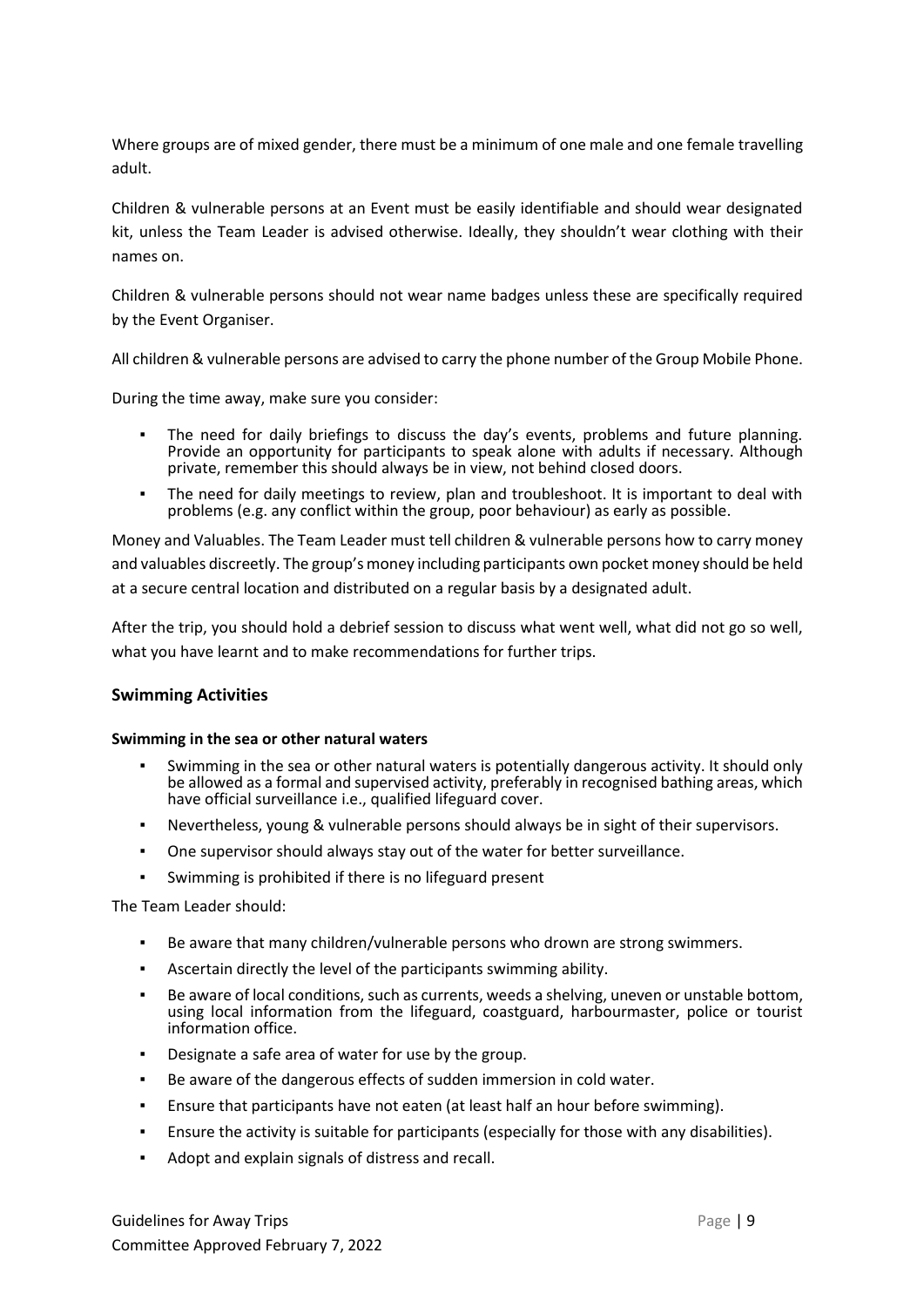Where groups are of mixed gender, there must be a minimum of one male and one female travelling adult.

Children & vulnerable persons at an Event must be easily identifiable and should wear designated kit, unless the Team Leader is advised otherwise. Ideally, they shouldn't wear clothing with their names on.

Children & vulnerable persons should not wear name badges unless these are specifically required by the Event Organiser.

All children & vulnerable persons are advised to carry the phone number of the Group Mobile Phone.

During the time away, make sure you consider:

- The need for daily briefings to discuss the day's events, problems and future planning. Provide an opportunity for participants to speak alone with adults if necessary. Although private, remember this should always be in view, not behind closed doors.
- The need for daily meetings to review, plan and troubleshoot. It is important to deal with problems (e.g. any conflict within the group, poor behaviour) as early as possible.

Money and Valuables. The Team Leader must tell children & vulnerable persons how to carry money and valuables discreetly. The group's money including participants own pocket money should be held at a secure central location and distributed on a regular basis by a designated adult.

After the trip, you should hold a debrief session to discuss what went well, what did not go so well, what you have learnt and to make recommendations for further trips.

## Swimming Activities

### Swimming in the sea or other natural waters

- Swimming in the sea or other natural waters is potentially dangerous activity. It should only be allowed as a formal and supervised activity, preferably in recognised bathing areas, which have official surveillance i.e., qualified lifeguard cover.
- Nevertheless, young & vulnerable persons should always be in sight of their supervisors.
- One supervisor should always stay out of the water for better surveillance.
- Swimming is prohibited if there is no lifeguard present

The Team Leader should:

- Be aware that many children/vulnerable persons who drown are strong swimmers.
- Ascertain directly the level of the participants swimming ability.
- Be aware of local conditions, such as currents, weeds a shelving, uneven or unstable bottom, using local information from the lifeguard, coastguard, harbourmaster, police or tourist information office.
- Designate a safe area of water for use by the group.
- Be aware of the dangerous effects of sudden immersion in cold water.
- Ensure that participants have not eaten (at least half an hour before swimming).
- Ensure the activity is suitable for participants (especially for those with any disabilities).
- Adopt and explain signals of distress and recall.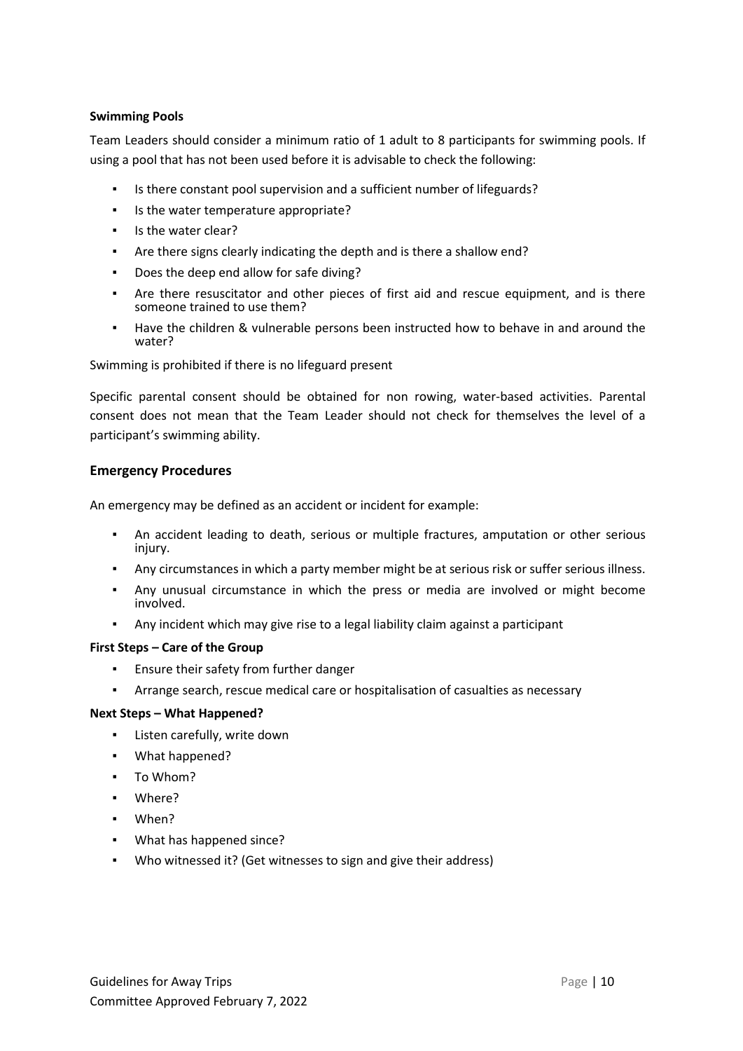**Swimming Pools**

Team Leaders should consider a minimum ratio of 1 adult to 8 participants for swimming pools. If using a pool that has not been used before it is advisable to check the following:

- Is there constant pool supervision and a sufficient number of lifeguards?
- Is the water temperature appropriate?
- Is the water clear?
- Are there signs clearly indicating the depth and is there a shallow end?
- Does the deep end allow for safe diving?
- Are there resuscitator and other pieces of first aid and rescue equipment, and is there someone trained to use them?
- Have the children & vulnerable persons been instructed how to behave in and around the water?

Swimming is prohibited if there is no lifeguard present

Specific parental consent should be obtained for non rowing, water-based activities. Parental consent does not mean that the Team Leader should not check for themselves the level of a participant's swimming ability.

## Emergency Procedures

An emergency may be defined as an accident or incident for example:

- An accident leading to death, serious or multiple fractures, amputation or other serious injury.
- Any circumstances in which a party member might be at serious risk or suffer serious illness.
- Any unusual circumstance in which the press or media are involved or might become involved.
- Any incident which may give rise to a legal liability claim against a participant

**First Steps – Care of the Group**

- Ensure their safety from further danger
- Arrange search, rescue medical care or hospitalisation of casualties as necessary

**Next Steps – What Happened?**

- Listen carefully, write down
- What happened?
- To Whom?
- Where?
- When?
- What has happened since?
- Who witnessed it? (Get witnesses to sign and give their address)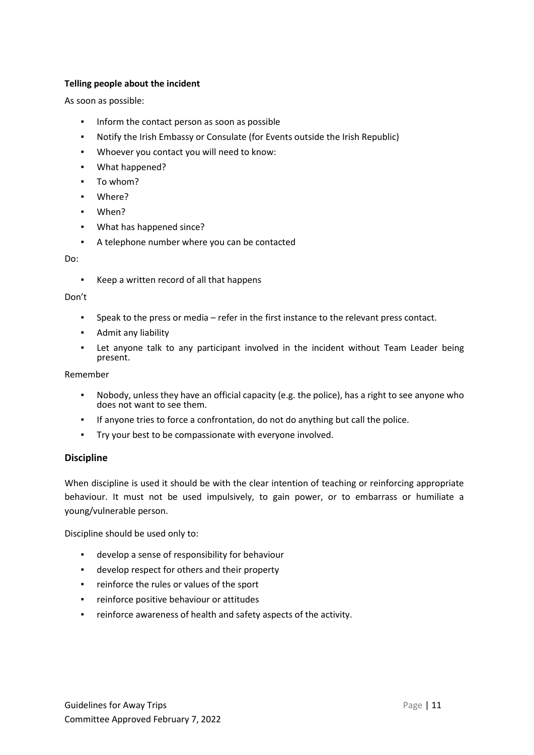**Telling people about the incident**

As soon as possible:

- Inform the contact person as soon as possible
- Notify the Irish Embassy or Consulate (for Events outside the Irish Republic)
- Whoever you contact you will need to know:
- What happened?
- To whom?
- Where?
- When?
- What has happened since?
- A telephone number where you can be contacted

Do:

- Keep a written record of all that happens

Don't

- Speak to the press or media – refer in the first instance to the relevant press contact.
- Admit any liability
- Let anyone talk to any participant involved in the incident without Team Leader being present.

Remember

- Nobody, unless they have an official capacity (e.g. the police), has a right to see anyone who does not want to see them.
- If anyone tries to force a confrontation, do not do anything but call the police.
- Try your best to be compassionate with everyone involved.

## Discipline

When discipline is used it should be with the clear intention of teaching or reinforcing appropriate behaviour. It must not be used impulsively, to gain power, or to embarrass or humiliate a young/vulnerable person.

Discipline should be used only to:

- develop a sense of responsibility for behaviour
- develop respect for others and their property
- reinforce the rules or values of the sport
- reinforce positive behaviour or attitudes
- reinforce awareness of health and safety aspects of the activity.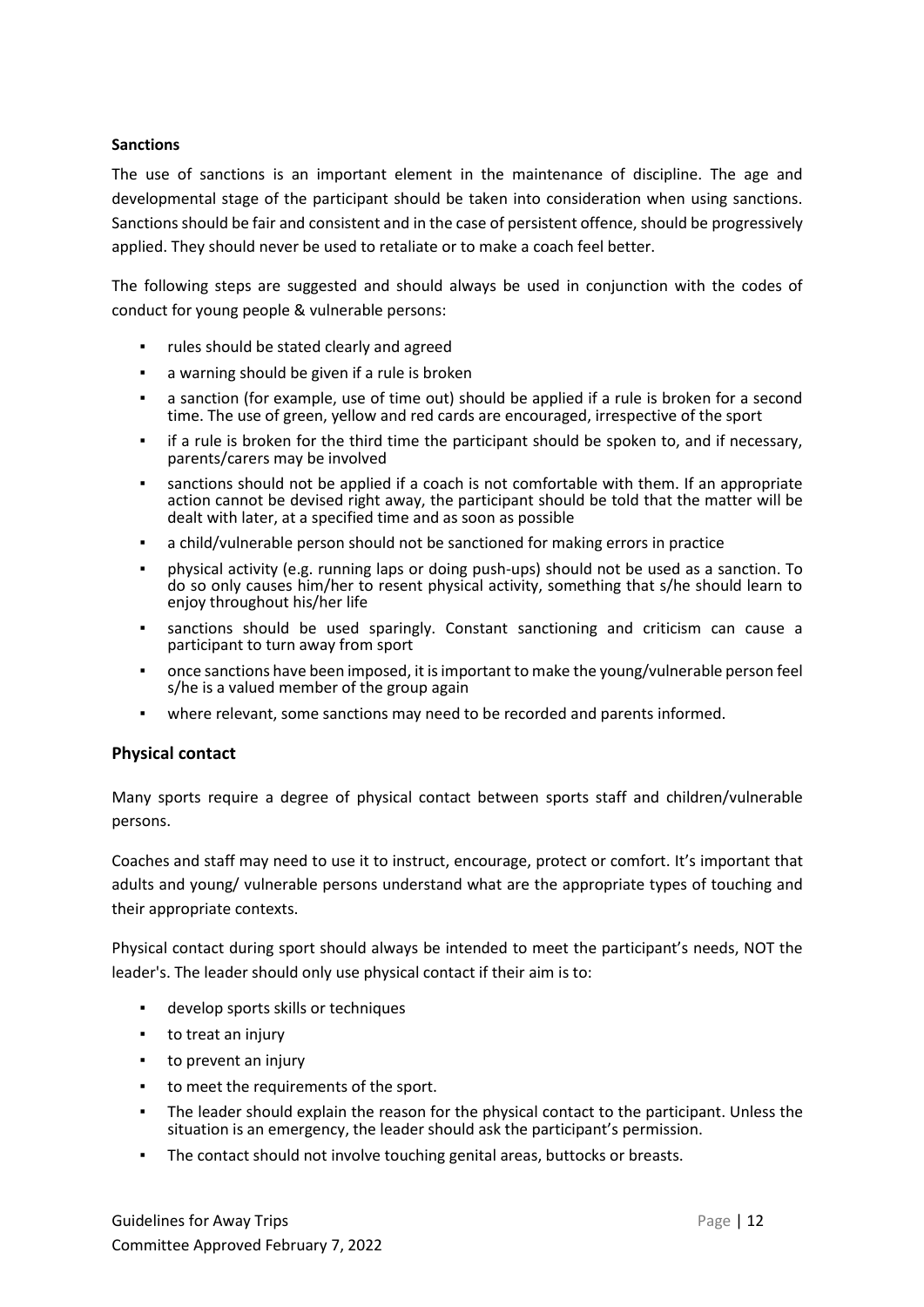**Sanctions**

The use of sanctions is an important element in the maintenance of discipline. The age and developmental stage of the participant should be taken into consideration when using sanctions. Sanctions should be fair and consistent and in the case of persistent offence, should be progressively applied. They should never be used to retaliate or to make a coach feel better.

The following steps are suggested and should always be used in conjunction with the codes of conduct for young people & vulnerable persons:

- rules should be stated clearly and agreed
- a warning should be given if a rule is broken
- a sanction (for example, use of time out) should be applied if a rule is broken for a second time. The use of green, yellow and red cards are encouraged, irrespective of the sport
- if a rule is broken for the third time the participant should be spoken to, and if necessary, parents/carers may be involved
- sanctions should not be applied if a coach is not comfortable with them. If an appropriate action cannot be devised right away, the participant should be told that the matter will be dealt with later, at a specified time and as soon as possible
- a child/vulnerable person should not be sanctioned for making errors in practice
- physical activity (e.g. running laps or doing push-ups) should not be used as a sanction. To do so only causes him/her to resent physical activity, something that s/he should learn to enjoy throughout his/her life
- sanctions should be used sparingly. Constant sanctioning and criticism can cause a participant to turn away from sport
- once sanctions have been imposed, it is important to make the young/vulnerable person feel s/he is a valued member of the group again
- where relevant, some sanctions may need to be recorded and parents informed.

## Physical contact

Many sports require a degree of physical contact between sports staff and children/vulnerable persons.

Coaches and staff may need to use it to instruct, encourage, protect or comfort. It's important that adults and young/ vulnerable persons understand what are the appropriate types of touching and their appropriate contexts.

Physical contact during sport should always be intended to meet the participant's needs, NOT the leader's. The leader should only use physical contact if their aim is to:

- develop sports skills or techniques
- to treat an injury
- to prevent an injury
- to meet the requirements of the sport.
- The leader should explain the reason for the physical contact to the participant. Unless the situation is an emergency, the leader should ask the participant's permission.
- The contact should not involve touching genital areas, buttocks or breasts.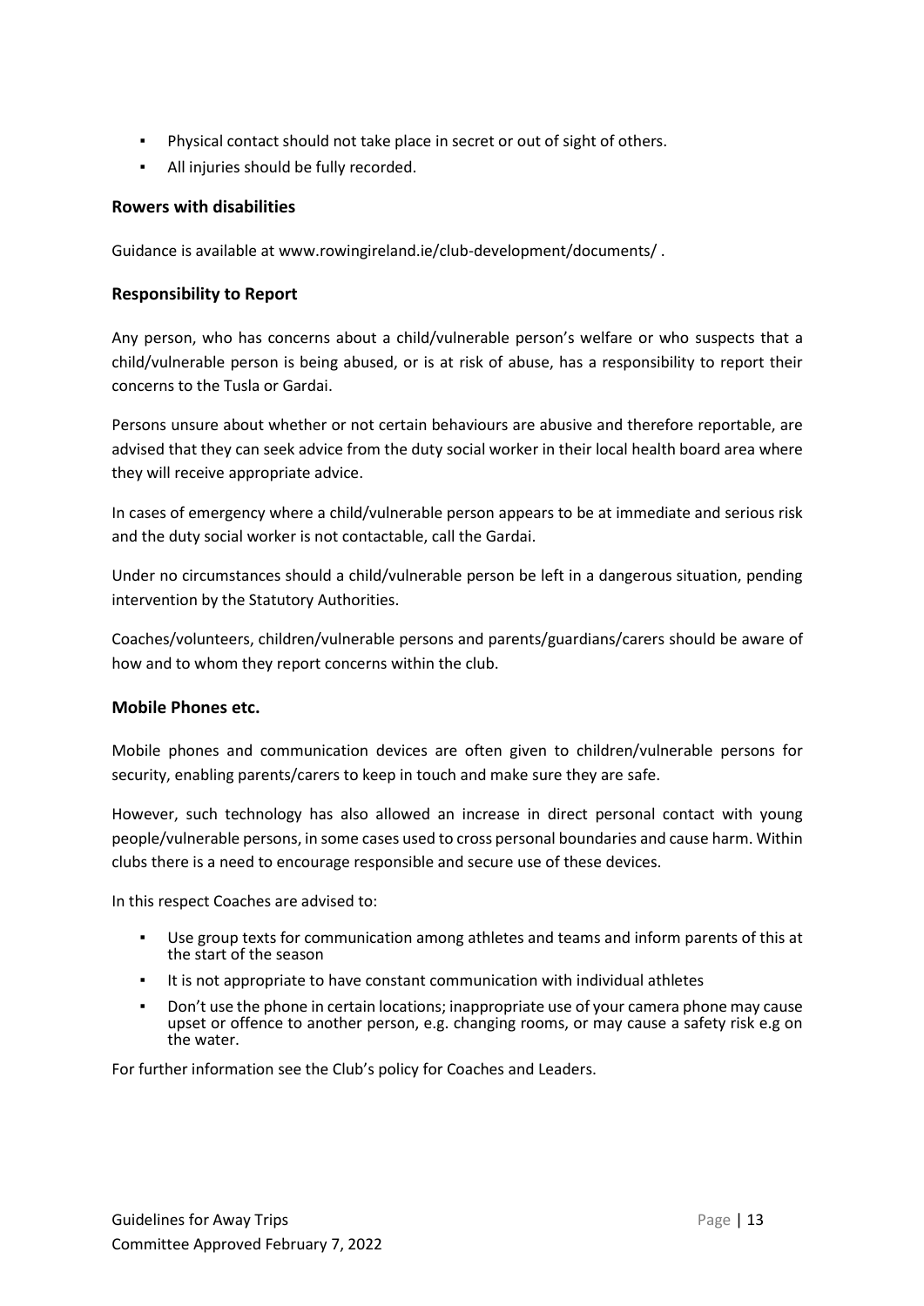- Physical contact should not take place in secret or out of sight of others.
- All injuries should be fully recorded.

### Rowers with disabilities

Guidance is available at www.rowingireland.ie/club-development/documents/ .

### Responsibility to Report

Any person, who has concerns about a child/vulnerable person's welfare or who suspects that a child/vulnerable person is being abused, or is at risk of abuse, has a responsibility to report their concerns to the Tusla or Gardai.

Persons unsure about whether or not certain behaviours are abusive and therefore reportable, are advised that they can seek advice from the duty social worker in their local health board area where they will receive appropriate advice.

In cases of emergency where a child/vulnerable person appears to be at immediate and serious risk and the duty social worker is not contactable, call the Gardai.

Under no circumstances should a child/vulnerable person be left in a dangerous situation, pending intervention by the Statutory Authorities.

Coaches/volunteers, children/vulnerable persons and parents/guardians/carers should be aware of how and to whom they report concerns within the club.

### Mobile Phones etc.

Mobile phones and communication devices are often given to children/vulnerable persons for security, enabling parents/carers to keep in touch and make sure they are safe.

However, such technology has also allowed an increase in direct personal contact with young people/vulnerable persons, in some cases used to cross personal boundaries and cause harm. Within clubs there is a need to encourage responsible and secure use of these devices.

In this respect Coaches are advised to:

- Use group texts for communication among athletes and teams and inform parents of this at the start of the season
- It is not appropriate to have constant communication with individual athletes
- Don't use the phone in certain locations; inappropriate use of your camera phone may cause upset or offence to another person, e.g. changing rooms, or may cause a safety risk e.g on the water.

For further information see the Club's policy for Coaches and Leaders.